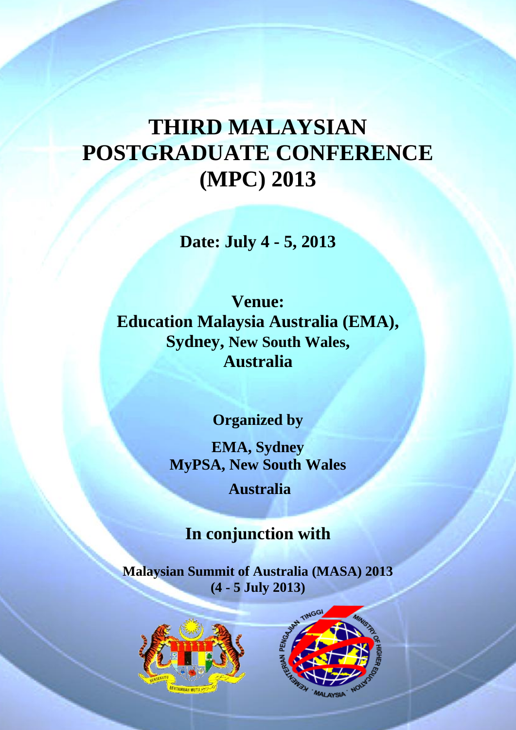# THIRD MALAYSIAN POSTGRADUATE CONFERENCE (MPC) 2013

**Date: July 4 - 5, 2013**

**Venue:**
**Education Malaysia Australia (EMA),**
**Sydney, New South Wales,**
**Australia**

**Organized by**

**EMA, Sydney**
**MyPSA, New South Wales**

**Australia**

## In conjunction with

**Malaysian Summit of Australia (MASA) 2013**
**(4 - 5 July 2013)**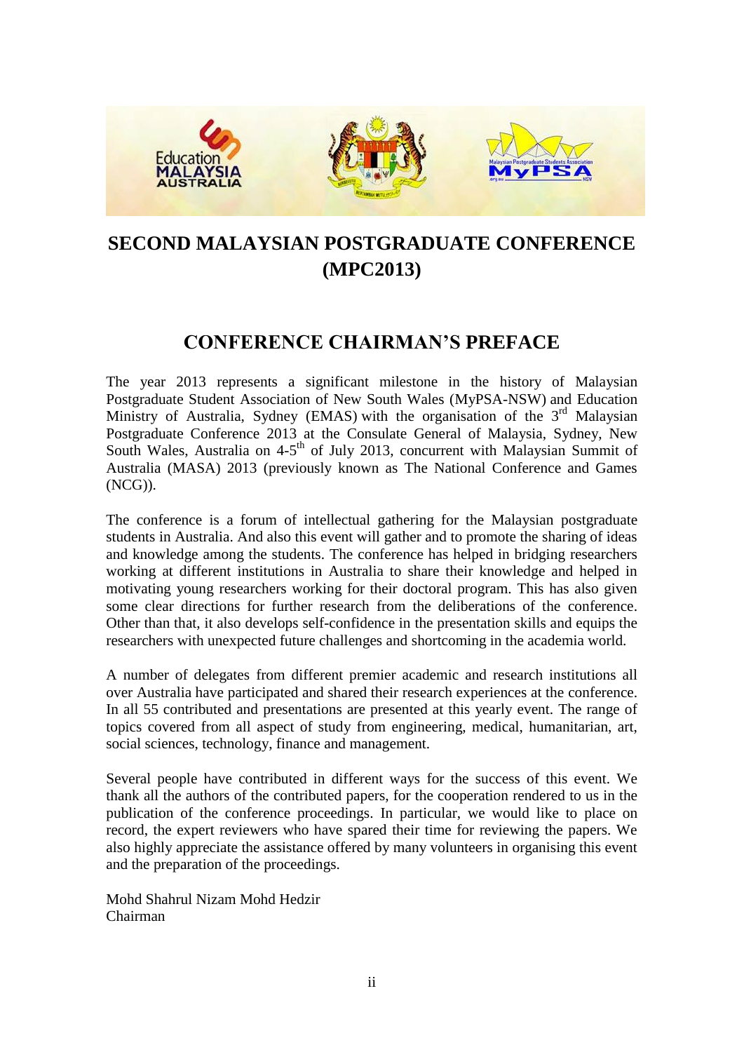# SECOND MALAYSIAN POSTGRADUATE CONFERENCE (MPC2013)

## CONFERENCE CHAIRMAN'S PREFACE

The year 2013 represents a significant milestone in the history of Malaysian Postgraduate Student Association of New South Wales (MyPSA-NSW) and Education Ministry of Australia, Sydney (EMAS) with the organisation of the 3rd Malaysian Postgraduate Conference 2013 at the Consulate General of Malaysia, Sydney, New South Wales, Australia on 4-5th of July 2013, concurrent with Malaysian Summit of Australia (MASA) 2013 (previously known as The National Conference and Games (NCG)).

The conference is a forum of intellectual gathering for the Malaysian postgraduate students in Australia. And also this event will gather and to promote the sharing of ideas and knowledge among the students. The conference has helped in bridging researchers working at different institutions in Australia to share their knowledge and helped in motivating young researchers working for their doctoral program. This has also given some clear directions for further research from the deliberations of the conference. Other than that, it also develops self-confidence in the presentation skills and equips the researchers with unexpected future challenges and shortcoming in the academia world.

A number of delegates from different premier academic and research institutions all over Australia have participated and shared their research experiences at the conference. In all 55 contributed and presentations are presented at this yearly event. The range of topics covered from all aspect of study from engineering, medical, humanitarian, art, social sciences, technology, finance and management.

Several people have contributed in different ways for the success of this event. We thank all the authors of the contributed papers, for the cooperation rendered to us in the publication of the conference proceedings. In particular, we would like to place on record, the expert reviewers who have spared their time for reviewing the papers. We also highly appreciate the assistance offered by many volunteers in organising this event and the preparation of the proceedings.

Mohd Shahrul Nizam Mohd Hedzir
Chairman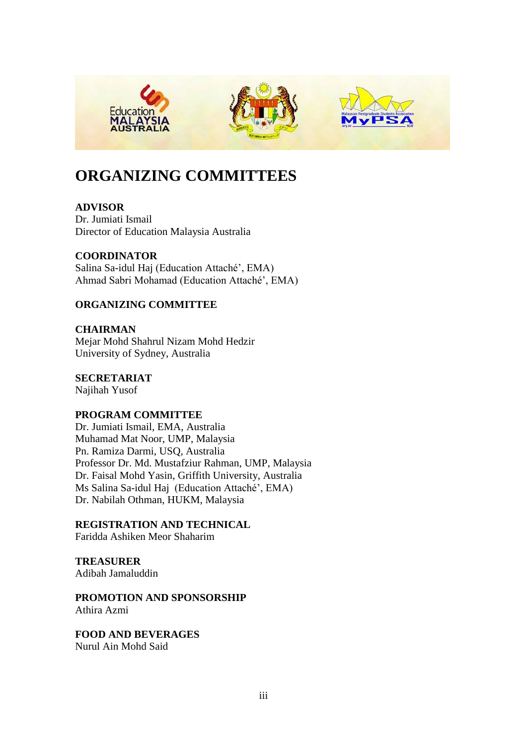# ORGANIZING COMMITTEES

**ADVISOR**
Dr. Jumiati Ismail
Director of Education Malaysia Australia

**COORDINATOR**
Salina Sa-idul Haj (Education Attaché', EMA)
Ahmad Sabri Mohamad (Education Attaché', EMA)

**ORGANIZING COMMITTEE**

**CHAIRMAN**
Mejar Mohd Shahrul Nizam Mohd Hedzir
University of Sydney, Australia

**SECRETARIAT**
Najihah Yusof

**PROGRAM COMMITTEE**
Dr. Jumiati Ismail, EMA, Australia
Muhamad Mat Noor, UMP, Malaysia
Pn. Ramiza Darmi, USQ, Australia
Professor Dr. Md. Mustafziur Rahman, UMP, Malaysia
Dr. Faisal Mohd Yasin, Griffith University, Australia
Ms Salina Sa-idul Haj (Education Attaché', EMA)
Dr. Nabilah Othman, HUKM, Malaysia

**REGISTRATION AND TECHNICAL**
Faridda Ashiken Meor Shaharim

**TREASURER**
Adibah Jamaluddin

**PROMOTION AND SPONSORSHIP**
Athira Azmi

**FOOD AND BEVERAGES**
Nurul Ain Mohd Said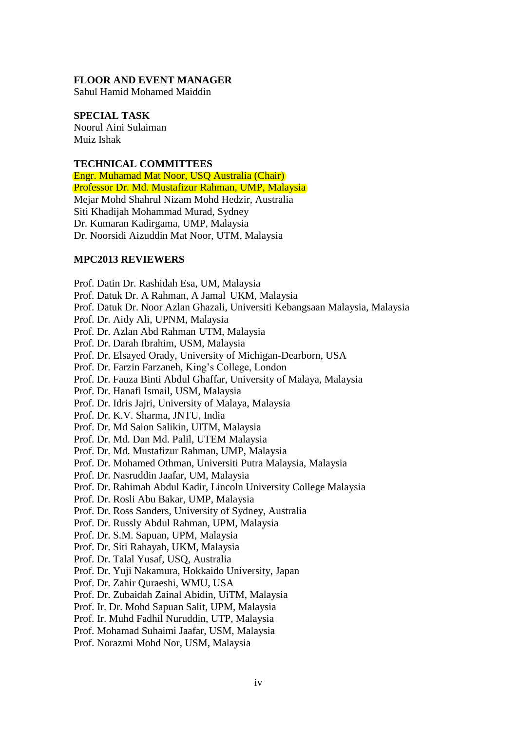**FLOOR AND EVENT MANAGER**
Sahul Hamid Mohamed Maiddin

**SPECIAL TASK**
Noorul Aini Sulaiman
Muiz Ishak

**TECHNICAL COMMITTEES**
Engr. Muhamad Mat Noor, USQ Australia (Chair)
Professor Dr. Md. Mustafizur Rahman, UMP, Malaysia
Mejar Mohd Shahrul Nizam Mohd Hedzir, Australia
Siti Khadijah Mohammad Murad, Sydney
Dr. Kumaran Kadirgama, UMP, Malaysia
Dr. Noorsidi Aizuddin Mat Noor, UTM, Malaysia

**MPC2013 REVIEWERS**

Prof. Datin Dr. Rashidah Esa, UM, Malaysia
Prof. Datuk Dr. A Rahman, A Jamal UKM, Malaysia
Prof. Datuk Dr. Noor Azlan Ghazali, Universiti Kebangsaan Malaysia, Malaysia
Prof. Dr. Aidy Ali, UPNM, Malaysia
Prof. Dr. Azlan Abd Rahman UTM, Malaysia
Prof. Dr. Darah Ibrahim, USM, Malaysia
Prof. Dr. Elsayed Orady, University of Michigan-Dearborn, USA
Prof. Dr. Farzin Farzaneh, King's College, London
Prof. Dr. Fauza Binti Abdul Ghaffar, University of Malaya, Malaysia
Prof. Dr. Hanafi Ismail, USM, Malaysia
Prof. Dr. Idris Jajri, University of Malaya, Malaysia
Prof. Dr. K.V. Sharma, JNTU, India
Prof. Dr. Md Saion Salikin, UITM, Malaysia
Prof. Dr. Md. Dan Md. Palil, UTEM Malaysia
Prof. Dr. Md. Mustafizur Rahman, UMP, Malaysia
Prof. Dr. Mohamed Othman, Universiti Putra Malaysia, Malaysia
Prof. Dr. Nasruddin Jaafar, UM, Malaysia
Prof. Dr. Rahimah Abdul Kadir, Lincoln University College Malaysia
Prof. Dr. Rosli Abu Bakar, UMP, Malaysia
Prof. Dr. Ross Sanders, University of Sydney, Australia
Prof. Dr. Russly Abdul Rahman, UPM, Malaysia
Prof. Dr. S.M. Sapuan, UPM, Malaysia
Prof. Dr. Siti Rahayah, UKM, Malaysia
Prof. Dr. Talal Yusaf, USQ, Australia
Prof. Dr. Yuji Nakamura, Hokkaido University, Japan
Prof. Dr. Zahir Quraeshi, WMU, USA
Prof. Dr. Zubaidah Zainal Abidin, UiTM, Malaysia
Prof. Ir. Dr. Mohd Sapuan Salit, UPM, Malaysia
Prof. Ir. Muhd Fadhil Nuruddin, UTP, Malaysia
Prof. Mohamad Suhaimi Jaafar, USM, Malaysia
Prof. Norazmi Mohd Nor, USM, Malaysia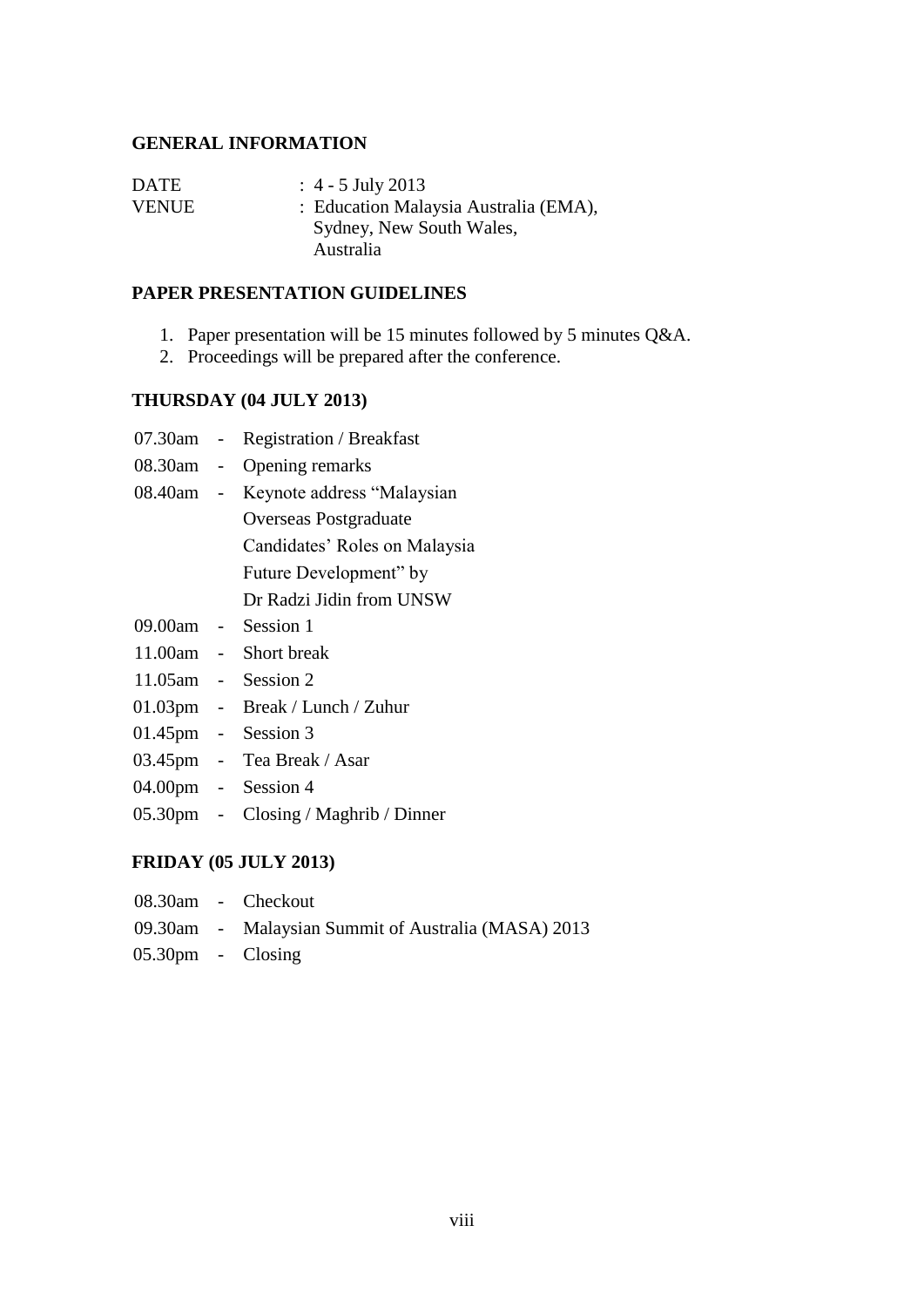## GENERAL INFORMATION

| | |
|---|---|
| DATE | : 4 - 5 July 2013 |
| VENUE | : Education Malaysia Australia (EMA), Sydney, New South Wales, Australia |

## PAPER PRESENTATION GUIDELINES

1. Paper presentation will be 15 minutes followed by 5 minutes Q&A.
2. Proceedings will be prepared after the conference.

## THURSDAY (04 JULY 2013)

| | | |
|---|---|---|
| 07.30am | - | Registration / Breakfast |
| 08.30am | - | Opening remarks |
| 08.40am | - | Keynote address "Malaysian Overseas Postgraduate Candidates' Roles on Malaysia Future Development" by Dr Radzi Jidin from UNSW |
| 09.00am | - | Session 1 |
| 11.00am | - | Short break |
| 11.05am | - | Session 2 |
| 01.03pm | - | Break / Lunch / Zuhur |
| 01.45pm | - | Session 3 |
| 03.45pm | - | Tea Break / Asar |
| 04.00pm | - | Session 4 |
| 05.30pm | - | Closing / Maghrib / Dinner |

## FRIDAY (05 JULY 2013)

| | | |
|---|---|---|
| 08.30am | - | Checkout |
| 09.30am | - | Malaysian Summit of Australia (MASA) 2013 |
| 05.30pm | - | Closing |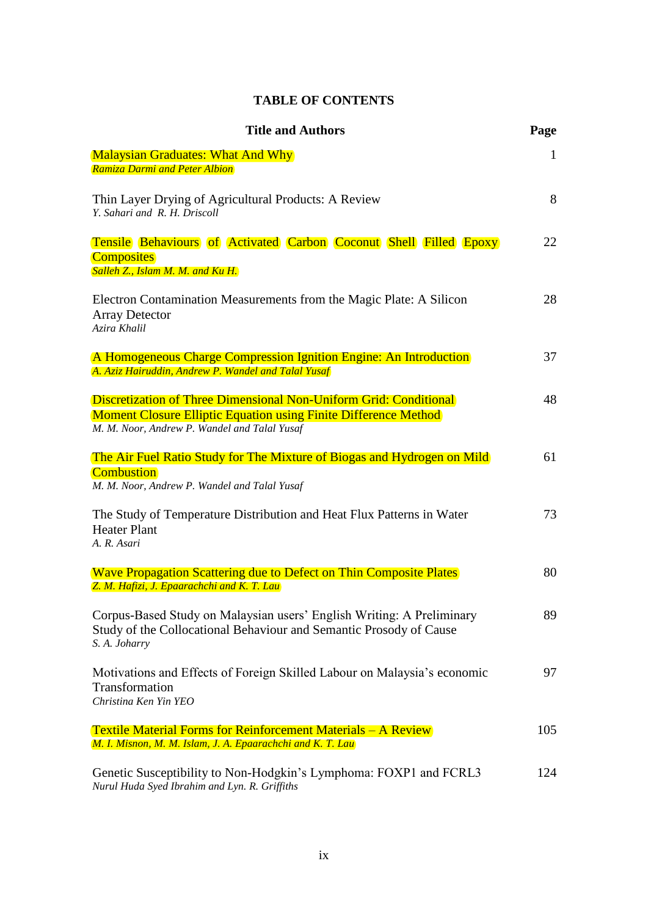# TABLE OF CONTENTS

| Title and Authors | Page |
|---|---|
| Malaysian Graduates: What And Why<br>*Ramiza Darmi and Peter Albion* | 1 |
| Thin Layer Drying of Agricultural Products: A Review<br>*Y. Sahari and R. H. Driscoll* | 8 |
| Tensile Behaviours of Activated Carbon Coconut Shell Filled Epoxy Composites<br>*Salleh Z., Islam M. M. and Ku H.* | 22 |
| Electron Contamination Measurements from the Magic Plate: A Silicon Array Detector<br>*Azira Khalil* | 28 |
| A Homogeneous Charge Compression Ignition Engine: An Introduction<br>*A. Aziz Hairuddin, Andrew P. Wandel and Talal Yusaf* | 37 |
| Discretization of Three Dimensional Non-Uniform Grid: Conditional Moment Closure Elliptic Equation using Finite Difference Method<br>*M. M. Noor, Andrew P. Wandel and Talal Yusaf* | 48 |
| The Air Fuel Ratio Study for The Mixture of Biogas and Hydrogen on Mild Combustion<br>*M. M. Noor, Andrew P. Wandel and Talal Yusaf* | 61 |
| The Study of Temperature Distribution and Heat Flux Patterns in Water Heater Plant<br>*A. R. Asari* | 73 |
| Wave Propagation Scattering due to Defect on Thin Composite Plates<br>*Z. M. Hafizi, J. Epaarachchi and K. T. Lau* | 80 |
| Corpus-Based Study on Malaysian users' English Writing: A Preliminary Study of the Collocational Behaviour and Semantic Prosody of Cause<br>*S. A. Joharry* | 89 |
| Motivations and Effects of Foreign Skilled Labour on Malaysia's economic Transformation<br>*Christina Ken Yin YEO* | 97 |
| Textile Material Forms for Reinforcement Materials – A Review<br>*M. I. Misnon, M. M. Islam, J. A. Epaarachchi and K. T. Lau* | 105 |
| Genetic Susceptibility to Non-Hodgkin's Lymphoma: FOXP1 and FCRL3<br>*Nurul Huda Syed Ibrahim and Lyn. R. Griffiths* | 124 |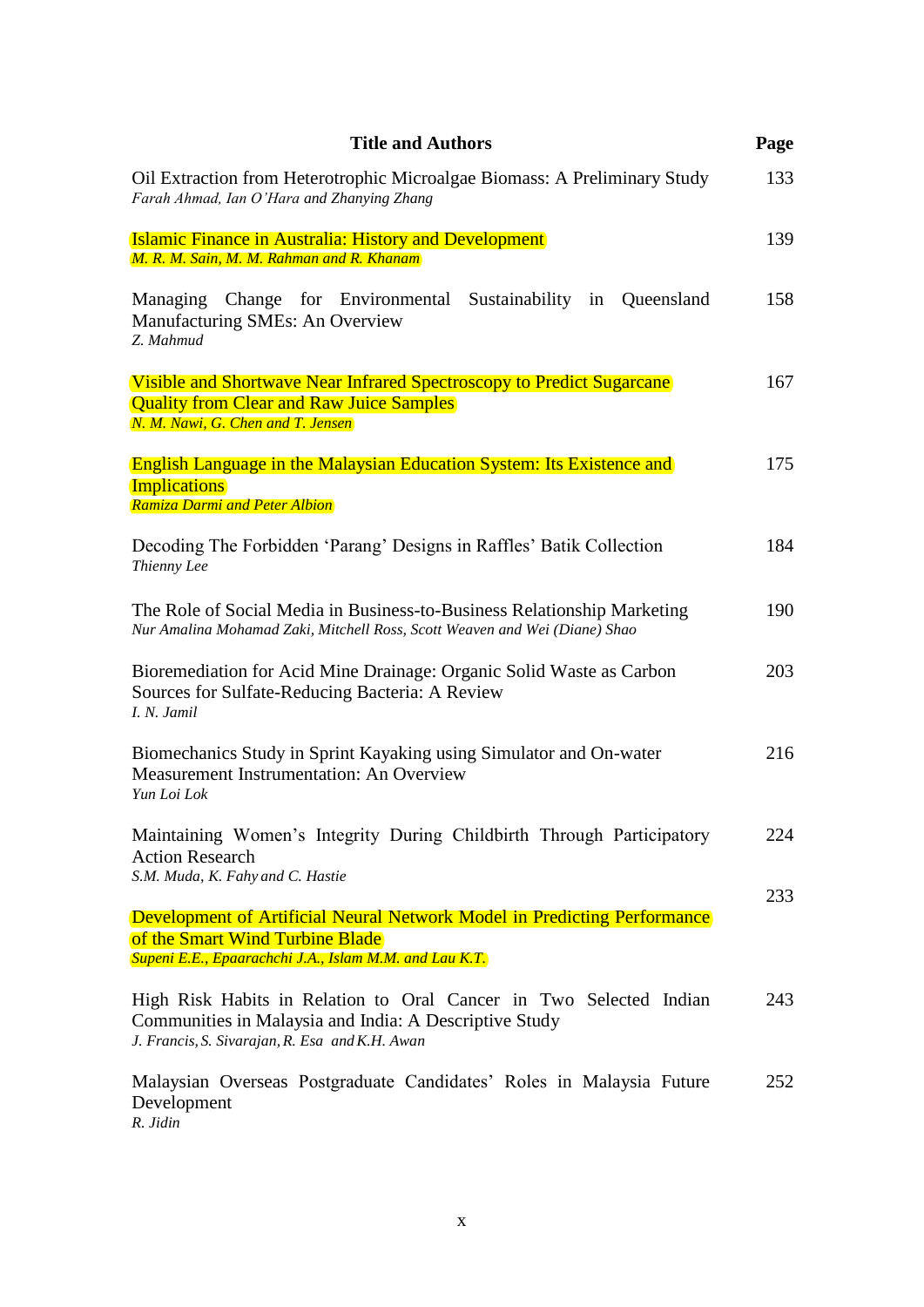| Title and Authors | Page |
|---|---|
| Oil Extraction from Heterotrophic Microalgae Biomass: A Preliminary Study<br>*Farah Ahmad, Ian O'Hara and Zhanying Zhang* | 133 |
| Islamic Finance in Australia: History and Development<br>*M. R. M. Sain, M. M. Rahman and R. Khanam* | 139 |
| Managing Change for Environmental Sustainability in Queensland Manufacturing SMEs: An Overview<br>*Z. Mahmud* | 158 |
| Visible and Shortwave Near Infrared Spectroscopy to Predict Sugarcane Quality from Clear and Raw Juice Samples<br>*N. M. Nawi, G. Chen and T. Jensen* | 167 |
| English Language in the Malaysian Education System: Its Existence and Implications<br>*Ramiza Darmi and Peter Albion* | 175 |
| Decoding The Forbidden 'Parang' Designs in Raffles' Batik Collection<br>*Thienny Lee* | 184 |
| The Role of Social Media in Business-to-Business Relationship Marketing<br>*Nur Amalina Mohamad Zaki, Mitchell Ross, Scott Weaven and Wei (Diane) Shao* | 190 |
| Bioremediation for Acid Mine Drainage: Organic Solid Waste as Carbon Sources for Sulfate-Reducing Bacteria: A Review<br>*I. N. Jamil* | 203 |
| Biomechanics Study in Sprint Kayaking using Simulator and On-water Measurement Instrumentation: An Overview<br>*Yun Loi Lok* | 216 |
| Maintaining Women's Integrity During Childbirth Through Participatory Action Research<br>*S.M. Muda, K. Fahy and C. Hastie* | 224 |
| Development of Artificial Neural Network Model in Predicting Performance of the Smart Wind Turbine Blade<br>*Supeni E.E., Epaarachchi J.A., Islam M.M. and Lau K.T.* | 233 |
| High Risk Habits in Relation to Oral Cancer in Two Selected Indian Communities in Malaysia and India: A Descriptive Study<br>*J. Francis, S. Sivarajan, R. Esa and K.H. Awan* | 243 |
| Malaysian Overseas Postgraduate Candidates' Roles in Malaysia Future Development<br>*R. Jidin* | 252 |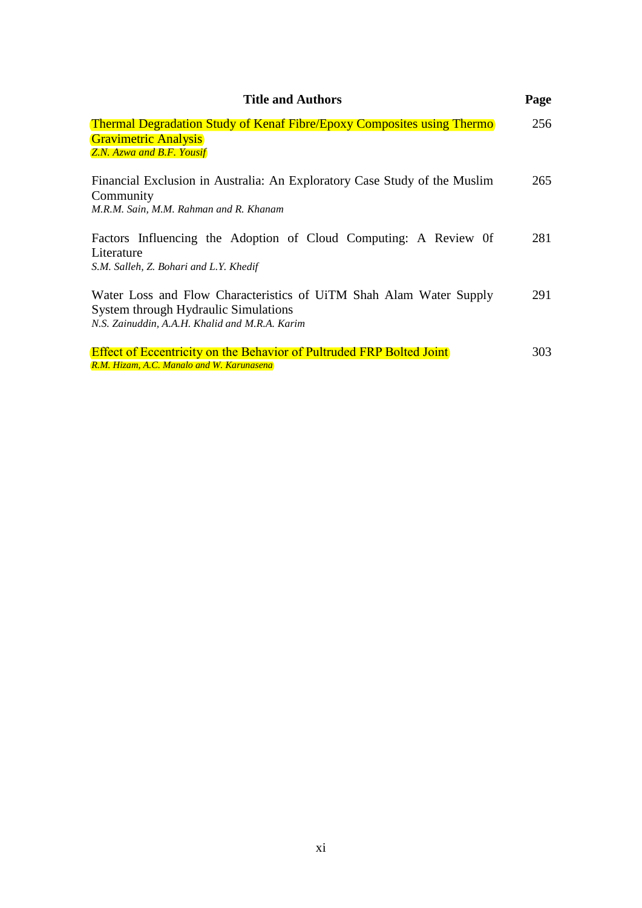| Title and Authors | Page |
|---|---|
| Thermal Degradation Study of Kenaf Fibre/Epoxy Composites using Thermo Gravimetric Analysis<br>*Z.N. Azwa and B.F. Yousif* | 256 |
| Financial Exclusion in Australia: An Exploratory Case Study of the Muslim Community<br>*M.R.M. Sain, M.M. Rahman and R. Khanam* | 265 |
| Factors Influencing the Adoption of Cloud Computing: A Review 0f Literature<br>*S.M. Salleh, Z. Bohari and L.Y. Khedif* | 281 |
| Water Loss and Flow Characteristics of UiTM Shah Alam Water Supply System through Hydraulic Simulations<br>*N.S. Zainuddin, A.A.H. Khalid and M.R.A. Karim* | 291 |
| Effect of Eccentricity on the Behavior of Pultruded FRP Bolted Joint<br>*R.M. Hizam, A.C. Manalo and W. Karunasena* | 303 |